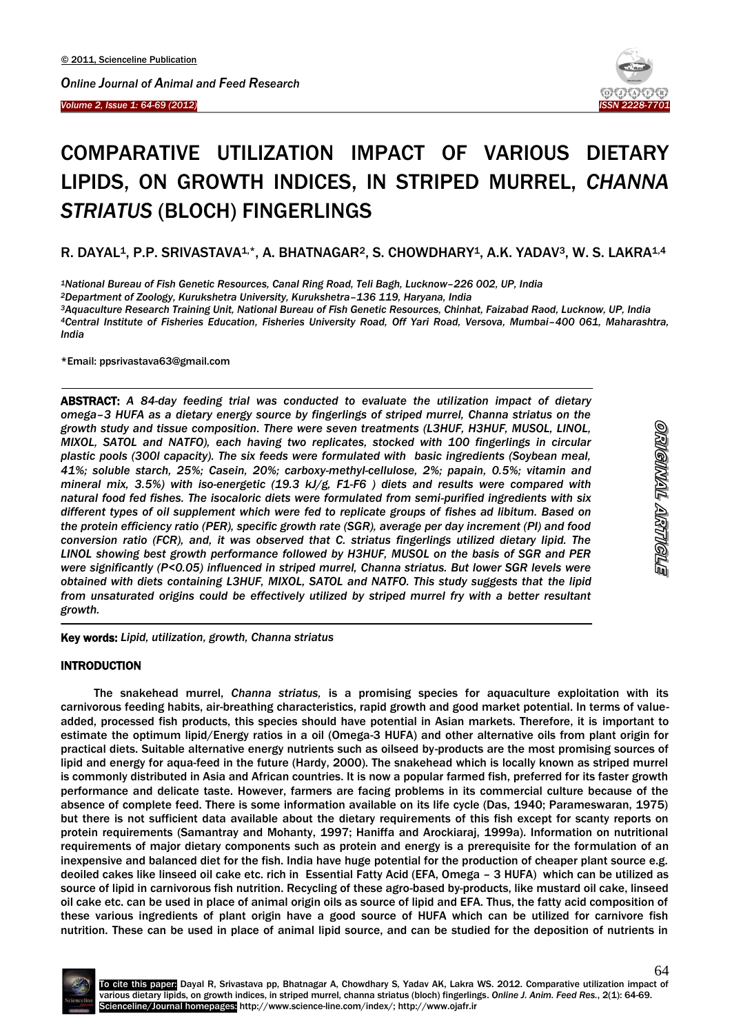# COMPARATIVE UTILIZATION IMPACT OF VARIOUS DIETARY LIPIDS, ON GROWTH INDICES, IN STRIPED MURREL, *CHANNA STRIATUS* (BLOCH) FINGERLINGS

**R. DAYAL[1], P.P. SRIVASTAVA[1,*], A. BHATNAGAR[2], S. CHOWDHARY[1], A.K. YADAV[3], W. S. LAKRA[1,4]**

*[1]National Bureau of Fish Genetic Resources, Canal Ring Road, Teli Bagh, Lucknow–226 002, UP, India*
*[2]Department of Zoology, Kurukshetra University, Kurukshetra–136 119, Haryana, India*
*[3]Aquaculture Research Training Unit, National Bureau of Fish Genetic Resources, Chinhat, Faizabad Raod, Lucknow, UP, India*
*[4]Central Institute of Fisheries Education, Fisheries University Road, Off Yari Road, Versova, Mumbai–400 061, Maharashtra, India*

*Email: ppsrivastava63@gmail.com

**ABSTRACT:** *A 84-day feeding trial was conducted to evaluate the utilization impact of dietary omega–3 HUFA as a dietary energy source by fingerlings of striped murrel, Channa striatus on the growth study and tissue composition. There were seven treatments (L3HUF, H3HUF, MUSOL, LINOL, MIXOL, SATOL and NATFO), each having two replicates, stocked with 100 fingerlings in circular plastic pools (300l capacity). The six feeds were formulated with basic ingredients (Soybean meal, 41%; soluble starch, 25%; Casein, 20%; carboxy-methyl-cellulose, 2%; papain, 0.5%; vitamin and mineral mix, 3.5%) with iso-energetic (19.3 kJ/g, F1-F6 ) diets and results were compared with natural food fed fishes. The isocaloric diets were formulated from semi-purified ingredients with six different types of oil supplement which were fed to replicate groups of fishes ad libitum. Based on the protein efficiency ratio (PER), specific growth rate (SGR), average per day increment (PI) and food conversion ratio (FCR), and, it was observed that C. striatus fingerlings utilized dietary lipid. The LINOL showing best growth performance followed by H3HUF, MUSOL on the basis of SGR and PER were significantly (P<0.05) influenced in striped murrel, Channa striatus. But lower SGR levels were obtained with diets containing L3HUF, MIXOL, SATOL and NATFO. This study suggests that the lipid from unsaturated origins could be effectively utilized by striped murrel fry with a better resultant growth.*

**Key words:** *Lipid, utilization, growth, Channa striatus*

ORIGINAL ARTICLE

## INTRODUCTION

The snakehead murrel, *Channa striatus,* is a promising species for aquaculture exploitation with its carnivorous feeding habits, air-breathing characteristics, rapid growth and good market potential. In terms of value-added, processed fish products, this species should have potential in Asian markets. Therefore, it is important to estimate the optimum lipid/Energy ratios in a oil (Omega-3 HUFA) and other alternative oils from plant origin for practical diets. Suitable alternative energy nutrients such as oilseed by-products are the most promising sources of lipid and energy for aqua-feed in the future (Hardy, 2000). The snakehead which is locally known as striped murrel is commonly distributed in Asia and African countries. It is now a popular farmed fish, preferred for its faster growth performance and delicate taste. However, farmers are facing problems in its commercial culture because of the absence of complete feed. There is some information available on its life cycle (Das, 1940; Parameswaran, 1975) but there is not sufficient data available about the dietary requirements of this fish except for scanty reports on protein requirements (Samantray and Mohanty, 1997; Haniffa and Arockiaraj, 1999a). Information on nutritional requirements of major dietary components such as protein and energy is a prerequisite for the formulation of an inexpensive and balanced diet for the fish. India have huge potential for the production of cheaper plant source e.g. deoiled cakes like linseed oil cake etc. rich in Essential Fatty Acid (EFA, Omega – 3 HUFA) which can be utilized as source of lipid in carnivorous fish nutrition. Recycling of these agro-based by-products, like mustard oil cake, linseed oil cake etc. can be used in place of animal origin oils as source of lipid and EFA. Thus, the fatty acid composition of these various ingredients of plant origin have a good source of HUFA which can be utilized for carnivore fish nutrition. These can be used in place of animal lipid source, and can be studied for the deposition of nutrients in

**To cite this paper:** Dayal R, Srivastava pp, Bhatnagar A, Chowdhary S, Yadav AK, Lakra WS. 2012. Comparative utilization impact of various dietary lipids, on growth indices, in striped murrel, channa striatus (bloch) fingerlings. *Online J. Anim. Feed Res.*, 2(1): 64-69.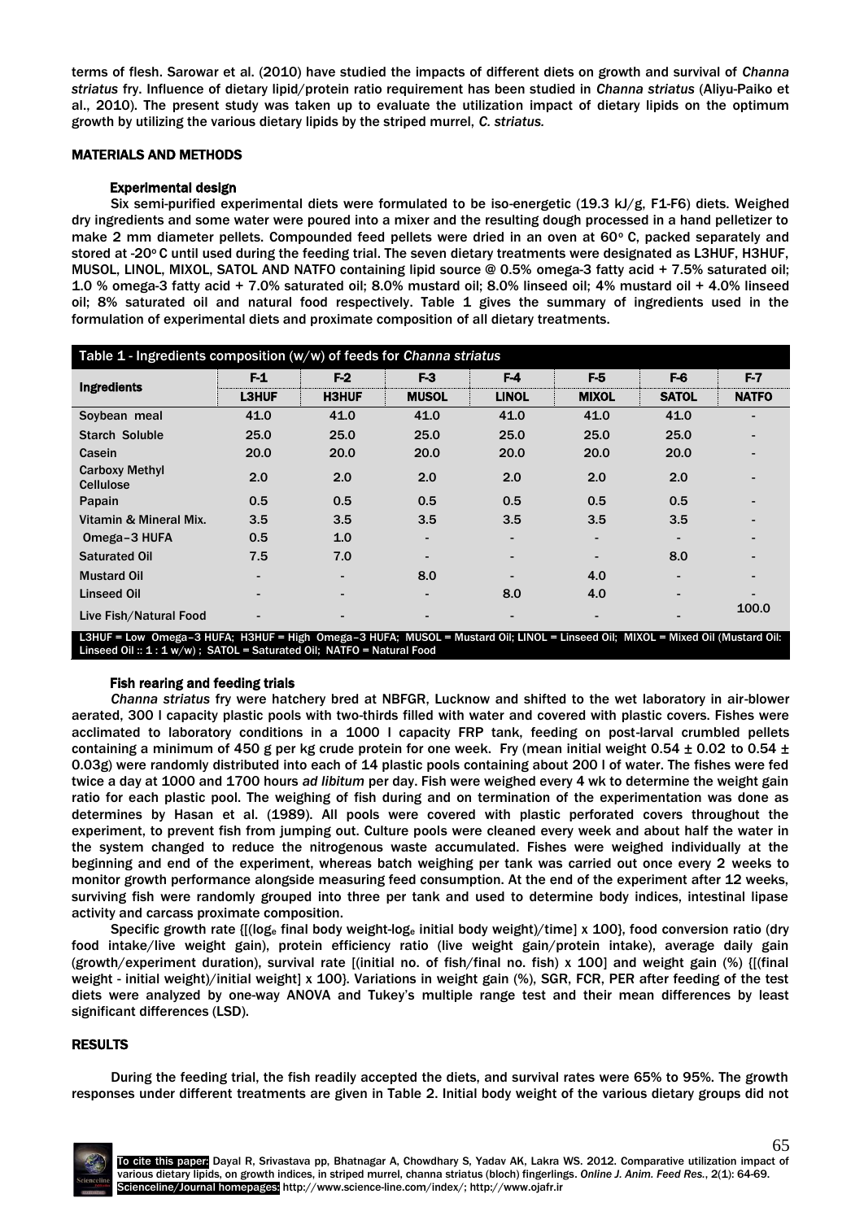terms of flesh. Sarowar et al. (2010) have studied the impacts of different diets on growth and survival of *Channa striatus* fry. Influence of dietary lipid/protein ratio requirement has been studied in *Channa striatus* (Aliyu-Paiko et al., 2010). The present study was taken up to evaluate the utilization impact of dietary lipids on the optimum growth by utilizing the various dietary lipids by the striped murrel, *C. striatus.*

## MATERIALS AND METHODS

### Experimental design

Six semi-purified experimental diets were formulated to be iso-energetic (19.3 kJ/g, F1-F6) diets. Weighed dry ingredients and some water were poured into a mixer and the resulting dough processed in a hand pelletizer to make 2 mm diameter pellets. Compounded feed pellets were dried in an oven at 60° C, packed separately and stored at -20° C until used during the feeding trial. The seven dietary treatments were designated as L3HUF, H3HUF, MUSOL, LINOL, MIXOL, SATOL AND NATFO containing lipid source @ 0.5% omega-3 fatty acid + 7.5% saturated oil; 1.0 % omega-3 fatty acid + 7.0% saturated oil; 8.0% mustard oil; 8.0% linseed oil; 4% mustard oil + 4.0% linseed oil; 8% saturated oil and natural food respectively. Table 1 gives the summary of ingredients used in the formulation of experimental diets and proximate composition of all dietary treatments.

Table 1 - Ingredients composition (w/w) of feeds for *Channa striatus*

| Ingredients | F-1 | F-2 | F-3 | F-4 | F-5 | F-6 | F-7 |
|---|---|---|---|---|---|---|---|
| | L3HUF | H3HUF | MUSOL | LINOL | MIXOL | SATOL | NATFO |
| Soybean meal | 41.0 | 41.0 | 41.0 | 41.0 | 41.0 | 41.0 | - |
| Starch Soluble | 25.0 | 25.0 | 25.0 | 25.0 | 25.0 | 25.0 | - |
| Casein | 20.0 | 20.0 | 20.0 | 20.0 | 20.0 | 20.0 | - |
| Carboxy Methyl Cellulose | 2.0 | 2.0 | 2.0 | 2.0 | 2.0 | 2.0 | - |
| Papain | 0.5 | 0.5 | 0.5 | 0.5 | 0.5 | 0.5 | - |
| Vitamin & Mineral Mix. | 3.5 | 3.5 | 3.5 | 3.5 | 3.5 | 3.5 | - |
| Omega–3 HUFA | 0.5 | 1.0 | - | - | - | - | - |
| Saturated Oil | 7.5 | 7.0 | - | - | - | 8.0 | - |
| Mustard Oil | - | - | 8.0 | - | 4.0 | - | - |
| Linseed Oil | - | - | - | 8.0 | 4.0 | - | - |
| Live Fish/Natural Food | - | - | - | - | - | - | 100.0 |

L3HUF = Low Omega–3 HUFA; H3HUF = High Omega–3 HUFA; MUSOL = Mustard Oil; LINOL = Linseed Oil; MIXOL = Mixed Oil (Mustard Oil: Linseed Oil :: 1 : 1 w/w) ; SATOL = Saturated Oil; NATFO = Natural Food

### Fish rearing and feeding trials

*Channa striatus* fry were hatchery bred at NBFGR, Lucknow and shifted to the wet laboratory in air-blower aerated, 300 l capacity plastic pools with two-thirds filled with water and covered with plastic covers. Fishes were acclimated to laboratory conditions in a 1000 l capacity FRP tank, feeding on post-larval crumbled pellets containing a minimum of 450 g per kg crude protein for one week. Fry (mean initial weight 0.54 ± 0.02 to 0.54 ± 0.03g) were randomly distributed into each of 14 plastic pools containing about 200 l of water. The fishes were fed twice a day at 1000 and 1700 hours *ad libitum* per day. Fish were weighed every 4 wk to determine the weight gain ratio for each plastic pool. The weighing of fish during and on termination of the experimentation was done as determines by Hasan et al. (1989). All pools were covered with plastic perforated covers throughout the experiment, to prevent fish from jumping out. Culture pools were cleaned every week and about half the water in the system changed to reduce the nitrogenous waste accumulated. Fishes were weighed individually at the beginning and end of the experiment, whereas batch weighing per tank was carried out once every 2 weeks to monitor growth performance alongside measuring feed consumption. At the end of the experiment after 12 weeks, surviving fish were randomly grouped into three per tank and used to determine body indices, intestinal lipase activity and carcass proximate composition.

Specific growth rate {[($\log_e$ final body weight-$\log_e$ initial body weight)/time] x 100}, food conversion ratio (dry food intake/live weight gain), protein efficiency ratio (live weight gain/protein intake), average daily gain (growth/experiment duration), survival rate [(initial no. of fish/final no. fish) x 100] and weight gain (%) {[(final weight - initial weight)/initial weight] x 100}. Variations in weight gain (%), SGR, FCR, PER after feeding of the test diets were analyzed by one-way ANOVA and Tukey's multiple range test and their mean differences by least significant differences (LSD).

## RESULTS

During the feeding trial, the fish readily accepted the diets, and survival rates were 65% to 95%. The growth responses under different treatments are given in Table 2. Initial body weight of the various dietary groups did not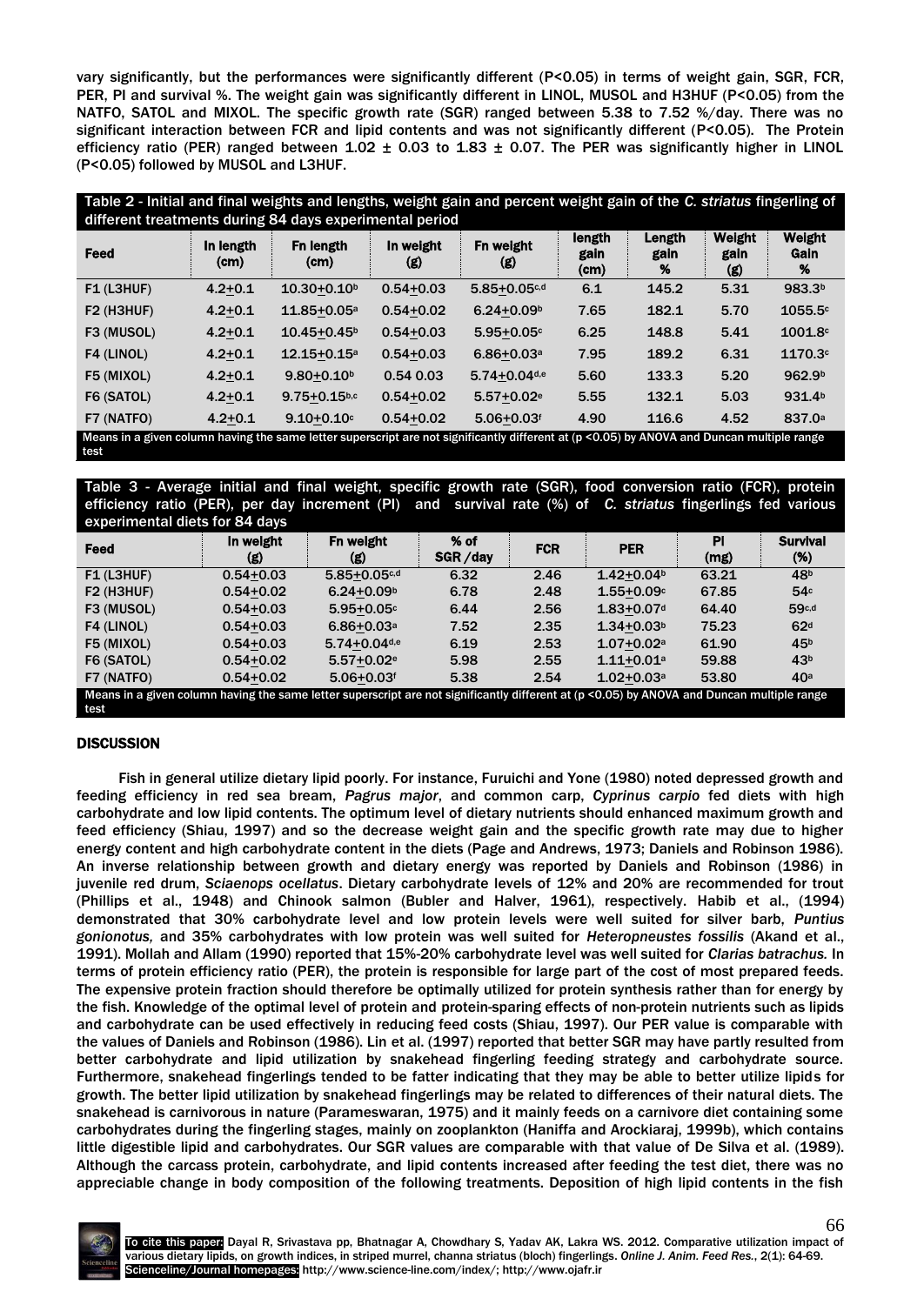vary significantly, but the performances were significantly different (P<0.05) in terms of weight gain, SGR, FCR, PER, PI and survival %. The weight gain was significantly different in LINOL, MUSOL and H3HUF (P<0.05) from the NATFO, SATOL and MIXOL. The specific growth rate (SGR) ranged between 5.38 to 7.52 %/day. There was no significant interaction between FCR and lipid contents and was not significantly different (P<0.05). The Protein efficiency ratio (PER) ranged between 1.02 ± 0.03 to 1.83 ± 0.07. The PER was significantly higher in LINOL (P<0.05) followed by MUSOL and L3HUF.

**Table 2** - Initial and final weights and lengths, weight gain and percent weight gain of the *C. striatus* fingerling of different treatments during 84 days experimental period

| Feed | In length (cm) | Fn length (cm) | In weight (g) | Fn weight (g) | length gain (cm) | Length gain % | Weight gain (g) | Weight Gain % |
|---|---|---|---|---|---|---|---|---|
| F1 (L3HUF) | 4.2±0.1 | 10.30±0.10[b] | 0.54±0.03 | 5.85±0.05[c,d] | 6.1 | 145.2 | 5.31 | 983.3[b] |
| F2 (H3HUF) | 4.2±0.1 | 11.85±0.05[a] | 0.54±0.02 | 6.24±0.09[b] | 7.65 | 182.1 | 5.70 | 1055.5[c] |
| F3 (MUSOL) | 4.2±0.1 | 10.45±0.45[b] | 0.54±0.03 | 5.95±0.05[c] | 6.25 | 148.8 | 5.41 | 1001.8[c] |
| F4 (LINOL) | 4.2±0.1 | 12.15±0.15[a] | 0.54±0.03 | 6.86±0.03[a] | 7.95 | 189.2 | 6.31 | 1170.3[c] |
| F5 (MIXOL) | 4.2±0.1 | 9.80±0.10[b] | 0.54 0.03 | 5.74±0.04[d,e] | 5.60 | 133.3 | 5.20 | 962.9[b] |
| F6 (SATOL) | 4.2±0.1 | 9.75±0.15[b,c] | 0.54±0.02 | 5.57±0.02[e] | 5.55 | 132.1 | 5.03 | 931.4[b] |
| F7 (NATFO) | 4.2±0.1 | 9.10±0.10[c] | 0.54±0.02 | 5.06±0.03[f] | 4.90 | 116.6 | 4.52 | 837.0[a] |

Means in a given column having the same letter superscript are not significantly different at (p <0.05) by ANOVA and Duncan multiple range test

**Table 3** - Average initial and final weight, specific growth rate (SGR), food conversion ratio (FCR), protein efficiency ratio (PER), per day increment (PI) and survival rate (%) of *C. striatus* fingerlings fed various experimental diets for 84 days

| Feed | In weight (g) | Fn weight (g) | % of SGR /day | FCR | PER | PI (mg) | Survival (%) |
|---|---|---|---|---|---|---|---|
| F1 (L3HUF) | 0.54±0.03 | 5.85±0.05[c,d] | 6.32 | 2.46 | 1.42±0.04[b] | 63.21 | 48[b] |
| F2 (H3HUF) | 0.54±0.02 | 6.24±0.09[b] | 6.78 | 2.48 | 1.55±0.09[c] | 67.85 | 54[c] |
| F3 (MUSOL) | 0.54±0.03 | 5.95±0.05[c] | 6.44 | 2.56 | 1.83±0.07[d] | 64.40 | 59[c,d] |
| F4 (LINOL) | 0.54±0.03 | 6.86±0.03[a] | 7.52 | 2.35 | 1.34±0.03[b] | 75.23 | 62[d] |
| F5 (MIXOL) | 0.54±0.03 | 5.74±0.04[d,e] | 6.19 | 2.53 | 1.07±0.02[a] | 61.90 | 45[b] |
| F6 (SATOL) | 0.54±0.02 | 5.57±0.02[e] | 5.98 | 2.55 | 1.11±0.01[a] | 59.88 | 43[b] |
| F7 (NATFO) | 0.54±0.02 | 5.06±0.03[f] | 5.38 | 2.54 | 1.02±0.03[a] | 53.80 | 40[a] |

Means in a given column having the same letter superscript are not significantly different at (p <0.05) by ANOVA and Duncan multiple range test

## DISCUSSION

Fish in general utilize dietary lipid poorly. For instance, Furuichi and Yone (1980) noted depressed growth and feeding efficiency in red sea bream, *Pagrus major*, and common carp, *Cyprinus carpio* fed diets with high carbohydrate and low lipid contents. The optimum level of dietary nutrients should enhanced maximum growth and feed efficiency (Shiau, 1997) and so the decrease weight gain and the specific growth rate may due to higher energy content and high carbohydrate content in the diets (Page and Andrews, 1973; Daniels and Robinson 1986). An inverse relationship between growth and dietary energy was reported by Daniels and Robinson (1986) in juvenile red drum, *Sciaenops ocellatus*. Dietary carbohydrate levels of 12% and 20% are recommended for trout (Phillips et al., 1948) and Chinook salmon (Bubler and Halver, 1961), respectively. Habib et al., (1994) demonstrated that 30% carbohydrate level and low protein levels were well suited for silver barb, *Puntius gonionotus,* and 35% carbohydrates with low protein was well suited for *Heteropneustes fossilis* (Akand et al., 1991). Mollah and Allam (1990) reported that 15%-20% carbohydrate level was well suited for *Clarias batrachus.* In terms of protein efficiency ratio (PER), the protein is responsible for large part of the cost of most prepared feeds. The expensive protein fraction should therefore be optimally utilized for protein synthesis rather than for energy by the fish. Knowledge of the optimal level of protein and protein-sparing effects of non-protein nutrients such as lipids and carbohydrate can be used effectively in reducing feed costs (Shiau, 1997). Our PER value is comparable with the values of Daniels and Robinson (1986). Lin et al. (1997) reported that better SGR may have partly resulted from better carbohydrate and lipid utilization by snakehead fingerling feeding strategy and carbohydrate source. Furthermore, snakehead fingerlings tended to be fatter indicating that they may be able to better utilize lipids for growth. The better lipid utilization by snakehead fingerlings may be related to differences of their natural diets. The snakehead is carnivorous in nature (Parameswaran, 1975) and it mainly feeds on a carnivore diet containing some carbohydrates during the fingerling stages, mainly on zooplankton (Haniffa and Arockiaraj, 1999b), which contains little digestible lipid and carbohydrates. Our SGR values are comparable with that value of De Silva et al. (1989). Although the carcass protein, carbohydrate, and lipid contents increased after feeding the test diet, there was no appreciable change in body composition of the following treatments. Deposition of high lipid contents in the fish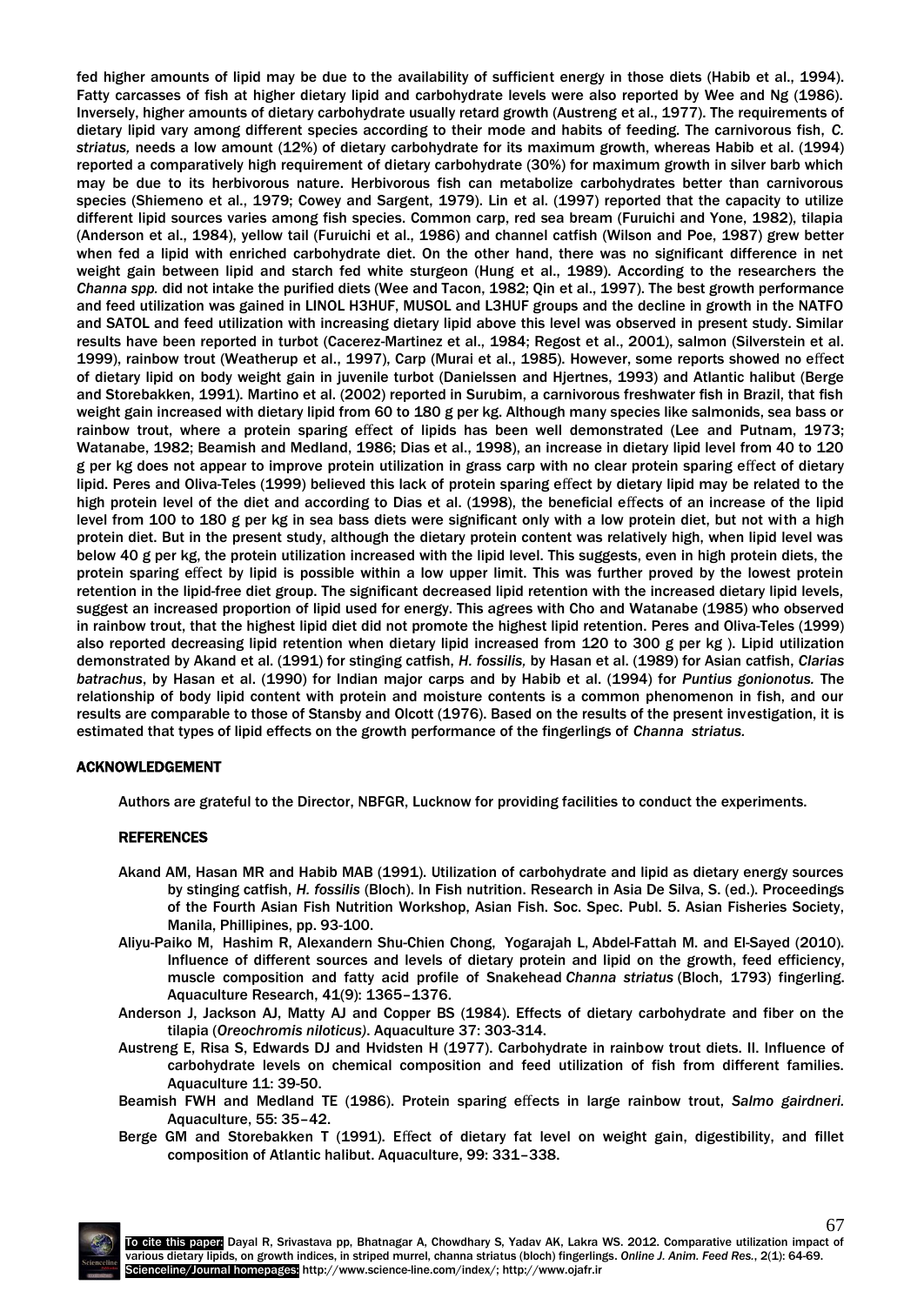fed higher amounts of lipid may be due to the availability of sufficient energy in those diets (Habib et al., 1994). Fatty carcasses of fish at higher dietary lipid and carbohydrate levels were also reported by Wee and Ng (1986). Inversely, higher amounts of dietary carbohydrate usually retard growth (Austreng et al., 1977). The requirements of dietary lipid vary among different species according to their mode and habits of feeding. The carnivorous fish, *C. striatus,* needs a low amount (12%) of dietary carbohydrate for its maximum growth, whereas Habib et al. (1994) reported a comparatively high requirement of dietary carbohydrate (30%) for maximum growth in silver barb which may be due to its herbivorous nature. Herbivorous fish can metabolize carbohydrates better than carnivorous species (Shiemeno et al., 1979; Cowey and Sargent, 1979). Lin et al. (1997) reported that the capacity to utilize different lipid sources varies among fish species. Common carp, red sea bream (Furuichi and Yone, 1982), tilapia (Anderson et al., 1984), yellow tail (Furuichi et al., 1986) and channel catfish (Wilson and Poe, 1987) grew better when fed a lipid with enriched carbohydrate diet. On the other hand, there was no significant difference in net weight gain between lipid and starch fed white sturgeon (Hung et al., 1989). According to the researchers the *Channa spp.* did not intake the purified diets (Wee and Tacon, 1982; Qin et al., 1997). The best growth performance and feed utilization was gained in LINOL H3HUF, MUSOL and L3HUF groups and the decline in growth in the NATFO and SATOL and feed utilization with increasing dietary lipid above this level was observed in present study. Similar results have been reported in turbot (Cacerez-Martinez et al., 1984; Regost et al., 2001), salmon (Silverstein et al. 1999), rainbow trout (Weatherup et al., 1997), Carp (Murai et al., 1985). However, some reports showed no effect of dietary lipid on body weight gain in juvenile turbot (Danielssen and Hjertnes, 1993) and Atlantic halibut (Berge and Storebakken, 1991). Martino et al. (2002) reported in Surubim, a carnivorous freshwater fish in Brazil, that fish weight gain increased with dietary lipid from 60 to 180 g per kg. Although many species like salmonids, sea bass or rainbow trout, where a protein sparing effect of lipids has been well demonstrated (Lee and Putnam, 1973; Watanabe, 1982; Beamish and Medland, 1986; Dias et al., 1998), an increase in dietary lipid level from 40 to 120 g per kg does not appear to improve protein utilization in grass carp with no clear protein sparing effect of dietary lipid. Peres and Oliva-Teles (1999) believed this lack of protein sparing effect by dietary lipid may be related to the high protein level of the diet and according to Dias et al. (1998), the beneficial effects of an increase of the lipid level from 100 to 180 g per kg in sea bass diets were significant only with a low protein diet, but not with a high protein diet. But in the present study, although the dietary protein content was relatively high, when lipid level was below 40 g per kg, the protein utilization increased with the lipid level. This suggests, even in high protein diets, the protein sparing effect by lipid is possible within a low upper limit. This was further proved by the lowest protein retention in the lipid-free diet group. The significant decreased lipid retention with the increased dietary lipid levels, suggest an increased proportion of lipid used for energy. This agrees with Cho and Watanabe (1985) who observed in rainbow trout, that the highest lipid diet did not promote the highest lipid retention. Peres and Oliva-Teles (1999) also reported decreasing lipid retention when dietary lipid increased from 120 to 300 g per kg ). Lipid utilization demonstrated by Akand et al. (1991) for stinging catfish, *H. fossilis,* by Hasan et al. (1989) for Asian catfish, *Clarias batrachus*, by Hasan et al. (1990) for Indian major carps and by Habib et al. (1994) for *Puntius gonionotus.* The relationship of body lipid content with protein and moisture contents is a common phenomenon in fish, and our results are comparable to those of Stansby and Olcott (1976). Based on the results of the present investigation, it is estimated that types of lipid effects on the growth performance of the fingerlings of *Channa striatus.*

## ACKNOWLEDGEMENT

Authors are grateful to the Director, NBFGR, Lucknow for providing facilities to conduct the experiments.

## REFERENCES

Akand AM, Hasan MR and Habib MAB (1991). Utilization of carbohydrate and lipid as dietary energy sources by stinging catfish, *H. fossilis* (Bloch). In Fish nutrition. Research in Asia De Silva, S. (ed.). Proceedings of the Fourth Asian Fish Nutrition Workshop, Asian Fish. Soc. Spec. Publ. 5. Asian Fisheries Society, Manila, Phillipines, pp. 93-100.

Aliyu-Paiko M, Hashim R, Alexandern Shu-Chien Chong, Yogarajah L, Abdel-Fattah M. and El-Sayed (2010). Influence of different sources and levels of dietary protein and lipid on the growth, feed efficiency, muscle composition and fatty acid profile of Snakehead *Channa striatus* (Bloch, 1793) fingerling. Aquaculture Research, 41(9): 1365–1376.

Anderson J, Jackson AJ, Matty AJ and Copper BS (1984). Effects of dietary carbohydrate and fiber on the tilapia (*Oreochromis niloticus*). Aquaculture 37: 303-314.

Austreng E, Risa S, Edwards DJ and Hvidsten H (1977). Carbohydrate in rainbow trout diets. II. Influence of carbohydrate levels on chemical composition and feed utilization of fish from different families. Aquaculture 11: 39-50.

Beamish FWH and Medland TE (1986). Protein sparing effects in large rainbow trout, *Salmo gairdneri.* Aquaculture, 55: 35–42.

Berge GM and Storebakken T (1991). Effect of dietary fat level on weight gain, digestibility, and fillet composition of Atlantic halibut. Aquaculture, 99: 331–338.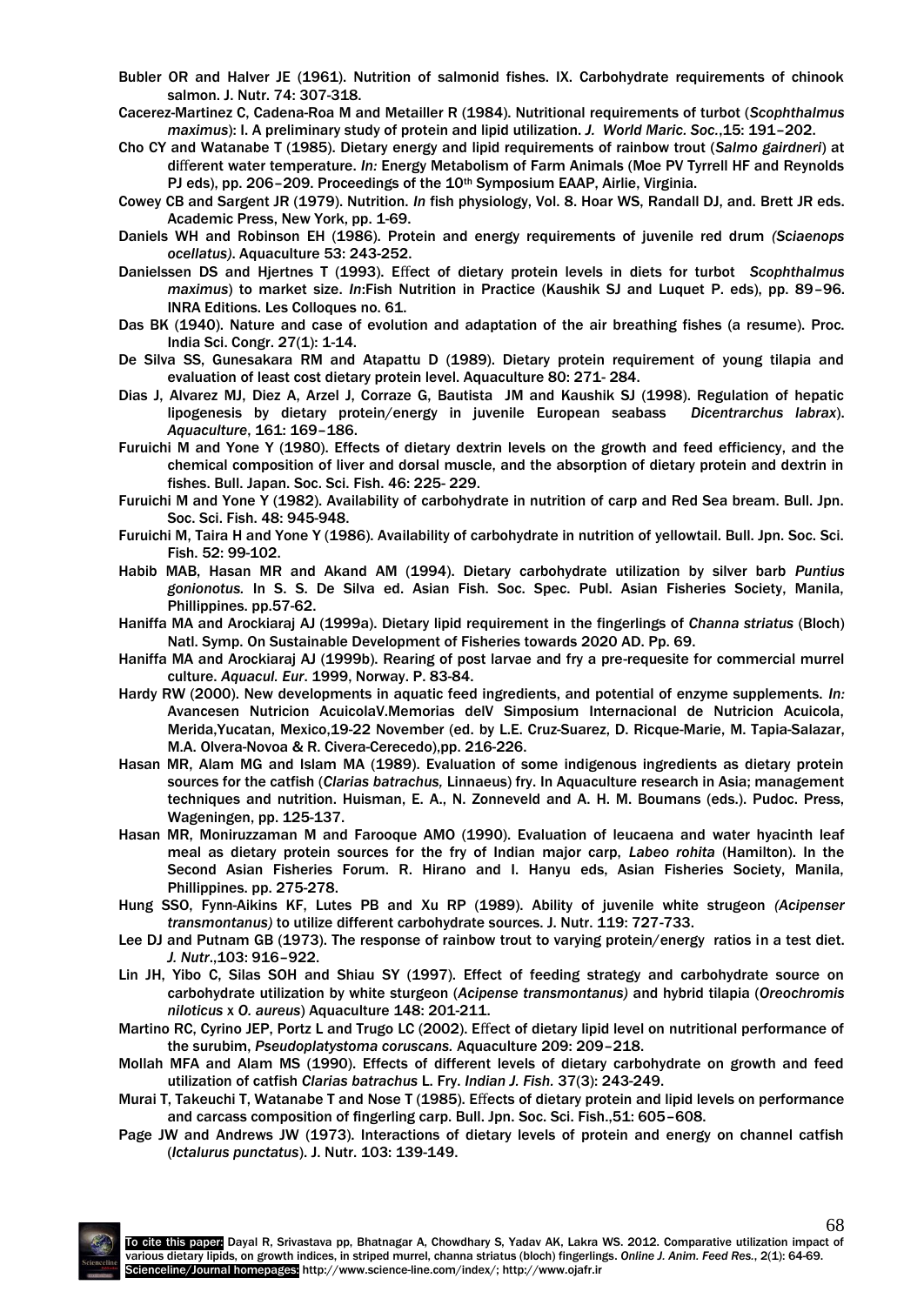Bubler OR and Halver JE (1961). Nutrition of salmonid fishes. IX. Carbohydrate requirements of chinook salmon. J. Nutr. 74: 307-318.

Cacerez-Martinez C, Cadena-Roa M and Metailler R (1984). Nutritional requirements of turbot (*Scophthalmus maximus*): I. A preliminary study of protein and lipid utilization. *J. World Maric. Soc.*,15: 191–202.

Cho CY and Watanabe T (1985). Dietary energy and lipid requirements of rainbow trout (*Salmo gairdneri*) at different water temperature. *In:* Energy Metabolism of Farm Animals (Moe PV Tyrrell HF and Reynolds PJ eds), pp. 206–209. Proceedings of the 10th Symposium EAAP, Airlie, Virginia.

Cowey CB and Sargent JR (1979). Nutrition. *In* fish physiology, Vol. 8. Hoar WS, Randall DJ, and. Brett JR eds. Academic Press, New York, pp. 1-69.

Daniels WH and Robinson EH (1986). Protein and energy requirements of juvenile red drum *(Sciaenops ocellatus)*. Aquaculture 53: 243-252.

Danielssen DS and Hjertnes T (1993). Effect of dietary protein levels in diets for turbot *Scophthalmus maximus*) to market size. *In*:Fish Nutrition in Practice (Kaushik SJ and Luquet P. eds), pp. 89–96. INRA Editions. Les Colloques no. 61.

Das BK (1940). Nature and case of evolution and adaptation of the air breathing fishes (a resume). Proc. India Sci. Congr. 27(1): 1-14.

De Silva SS, Gunesakara RM and Atapattu D (1989). Dietary protein requirement of young tilapia and evaluation of least cost dietary protein level. Aquaculture 80: 271- 284.

Dias J, Alvarez MJ, Diez A, Arzel J, Corraze G, Bautista JM and Kaushik SJ (1998). Regulation of hepatic lipogenesis by dietary protein/energy in juvenile European seabass *Dicentrarchus labrax*). *Aquaculture*, 161: 169–186.

Furuichi M and Yone Y (1980). Effects of dietary dextrin levels on the growth and feed efficiency, and the chemical composition of liver and dorsal muscle, and the absorption of dietary protein and dextrin in fishes. Bull. Japan. Soc. Sci. Fish. 46: 225- 229.

Furuichi M and Yone Y (1982). Availability of carbohydrate in nutrition of carp and Red Sea bream. Bull. Jpn. Soc. Sci. Fish. 48: 945-948.

Furuichi M, Taira H and Yone Y (1986). Availability of carbohydrate in nutrition of yellowtail. Bull. Jpn. Soc. Sci. Fish. 52: 99-102.

Habib MAB, Hasan MR and Akand AM (1994). Dietary carbohydrate utilization by silver barb *Puntius gonionotus.* In S. S. De Silva ed. Asian Fish. Soc. Spec. Publ. Asian Fisheries Society, Manila, Phillippines. pp.57-62.

Haniffa MA and Arockiaraj AJ (1999a). Dietary lipid requirement in the fingerlings of *Channa striatus* (Bloch) Natl. Symp. On Sustainable Development of Fisheries towards 2020 AD. Pp. 69.

Haniffa MA and Arockiaraj AJ (1999b). Rearing of post larvae and fry a pre-requesite for commercial murrel culture. *Aquacul. Eur*. 1999, Norway. P. 83-84.

Hardy RW (2000). New developments in aquatic feed ingredients, and potential of enzyme supplements. *In:* Avancesen Nutricion AcuicolaV.Memorias delV Simposium Internacional de Nutricion Acuicola, Merida,Yucatan, Mexico,19-22 November (ed. by L.E. Cruz-Suarez, D. Ricque-Marie, M. Tapia-Salazar, M.A. Olvera-Novoa & R. Civera-Cerecedo),pp. 216-226.

Hasan MR, Alam MG and Islam MA (1989). Evaluation of some indigenous ingredients as dietary protein sources for the catfish (*Clarias batrachus,* Linnaeus) fry. In Aquaculture research in Asia; management techniques and nutrition. Huisman, E. A., N. Zonneveld and A. H. M. Boumans (eds.). Pudoc. Press, Wageningen, pp. 125-137.

Hasan MR, Moniruzzaman M and Farooque AMO (1990). Evaluation of leucaena and water hyacinth leaf meal as dietary protein sources for the fry of Indian major carp, *Labeo rohita* (Hamilton). In the Second Asian Fisheries Forum. R. Hirano and I. Hanyu eds, Asian Fisheries Society, Manila, Phillippines. pp. 275-278.

Hung SSO, Fynn-Aikins KF, Lutes PB and Xu RP (1989). Ability of juvenile white strugeon *(Acipenser transmontanus)* to utilize different carbohydrate sources. J. Nutr. 119: 727-733.

Lee DJ and Putnam GB (1973). The response of rainbow trout to varying protein/energy ratios in a test diet. *J. Nutr*.,103: 916–922.

Lin JH, Yibo C, Silas SOH and Shiau SY (1997). Effect of feeding strategy and carbohydrate source on carbohydrate utilization by white sturgeon (*Acipense transmontanus)* and hybrid tilapia (*Oreochromis niloticus* x *O. aureus*) Aquaculture 148: 201-211.

Martino RC, Cyrino JEP, Portz L and Trugo LC (2002). Effect of dietary lipid level on nutritional performance of the surubim, *Pseudoplatystoma coruscans.* Aquaculture 209: 209–218.

Mollah MFA and Alam MS (1990). Effects of different levels of dietary carbohydrate on growth and feed utilization of catfish *Clarias batrachus* L. Fry. *Indian J. Fish.* 37(3): 243-249.

Murai T, Takeuchi T, Watanabe T and Nose T (1985). Effects of dietary protein and lipid levels on performance and carcass composition of fingerling carp. Bull. Jpn. Soc. Sci. Fish.,51: 605–608.

Page JW and Andrews JW (1973). Interactions of dietary levels of protein and energy on channel catfish (*Ictalurus punctatus*). J. Nutr. 103: 139-149.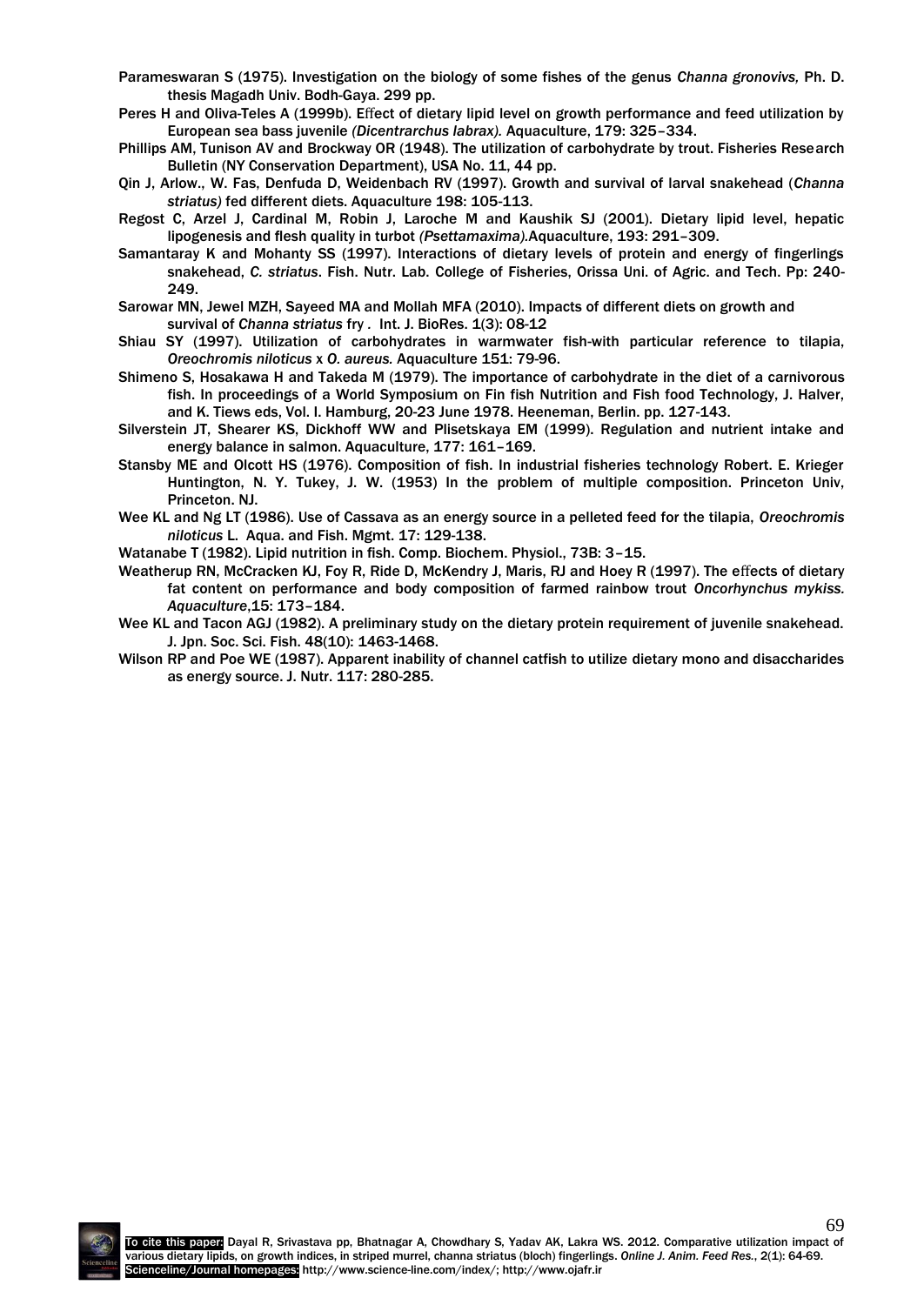Parameswaran S (1975). Investigation on the biology of some fishes of the genus *Channa gronovivs,* Ph. D. thesis Magadh Univ. Bodh-Gaya. 299 pp.

Peres H and Oliva-Teles A (1999b). Effect of dietary lipid level on growth performance and feed utilization by European sea bass juvenile *(Dicentrarchus labrax).* Aquaculture, 179: 325–334.

Phillips AM, Tunison AV and Brockway OR (1948). The utilization of carbohydrate by trout. Fisheries Research Bulletin (NY Conservation Department), USA No. 11, 44 pp.

Qin J, Arlow., W. Fas, Denfuda D, Weidenbach RV (1997). Growth and survival of larval snakehead (*Channa striatus)* fed different diets. Aquaculture 198: 105-113.

Regost C, Arzel J, Cardinal M, Robin J, Laroche M and Kaushik SJ (2001). Dietary lipid level, hepatic lipogenesis and flesh quality in turbot *(Psettamaxima).*Aquaculture, 193: 291–309.

Samantaray K and Mohanty SS (1997). Interactions of dietary levels of protein and energy of fingerlings snakehead, *C. striatus*. Fish. Nutr. Lab. College of Fisheries, Orissa Uni. of Agric. and Tech. Pp: 240-249.

Sarowar MN, Jewel MZH, Sayeed MA and Mollah MFA (2010). Impacts of different diets on growth and survival of *Channa striatus* fry . Int. J. BioRes. 1(3): 08-12

Shiau SY (1997). Utilization of carbohydrates in warmwater fish-with particular reference to tilapia, *Oreochromis niloticus* x *O. aureus.* Aquaculture 151: 79-96.

Shimeno S, Hosakawa H and Takeda M (1979). The importance of carbohydrate in the diet of a carnivorous fish. In proceedings of a World Symposium on Fin fish Nutrition and Fish food Technology, J. Halver, and K. Tiews eds, Vol. I. Hamburg, 20-23 June 1978. Heeneman, Berlin. pp. 127-143.

Silverstein JT, Shearer KS, Dickhoff WW and Plisetskaya EM (1999). Regulation and nutrient intake and energy balance in salmon. Aquaculture, 177: 161–169.

Stansby ME and Olcott HS (1976). Composition of fish. In industrial fisheries technology Robert. E. Krieger Huntington, N. Y. Tukey, J. W. (1953) In the problem of multiple composition. Princeton Univ, Princeton. NJ.

Wee KL and Ng LT (1986). Use of Cassava as an energy source in a pelleted feed for the tilapia, *Oreochromis niloticus* L. Aqua. and Fish. Mgmt. 17: 129-138.

Watanabe T (1982). Lipid nutrition in fish. Comp. Biochem. Physiol., 73B: 3–15.

Weatherup RN, McCracken KJ, Foy R, Ride D, McKendry J, Maris, RJ and Hoey R (1997). The effects of dietary fat content on performance and body composition of farmed rainbow trout *Oncorhynchus mykiss. Aquaculture*,15: 173–184.

Wee KL and Tacon AGJ (1982). A preliminary study on the dietary protein requirement of juvenile snakehead. J. Jpn. Soc. Sci. Fish. 48(10): 1463-1468.

Wilson RP and Poe WE (1987). Apparent inability of channel catfish to utilize dietary mono and disaccharides as energy source. J. Nutr. 117: 280-285.